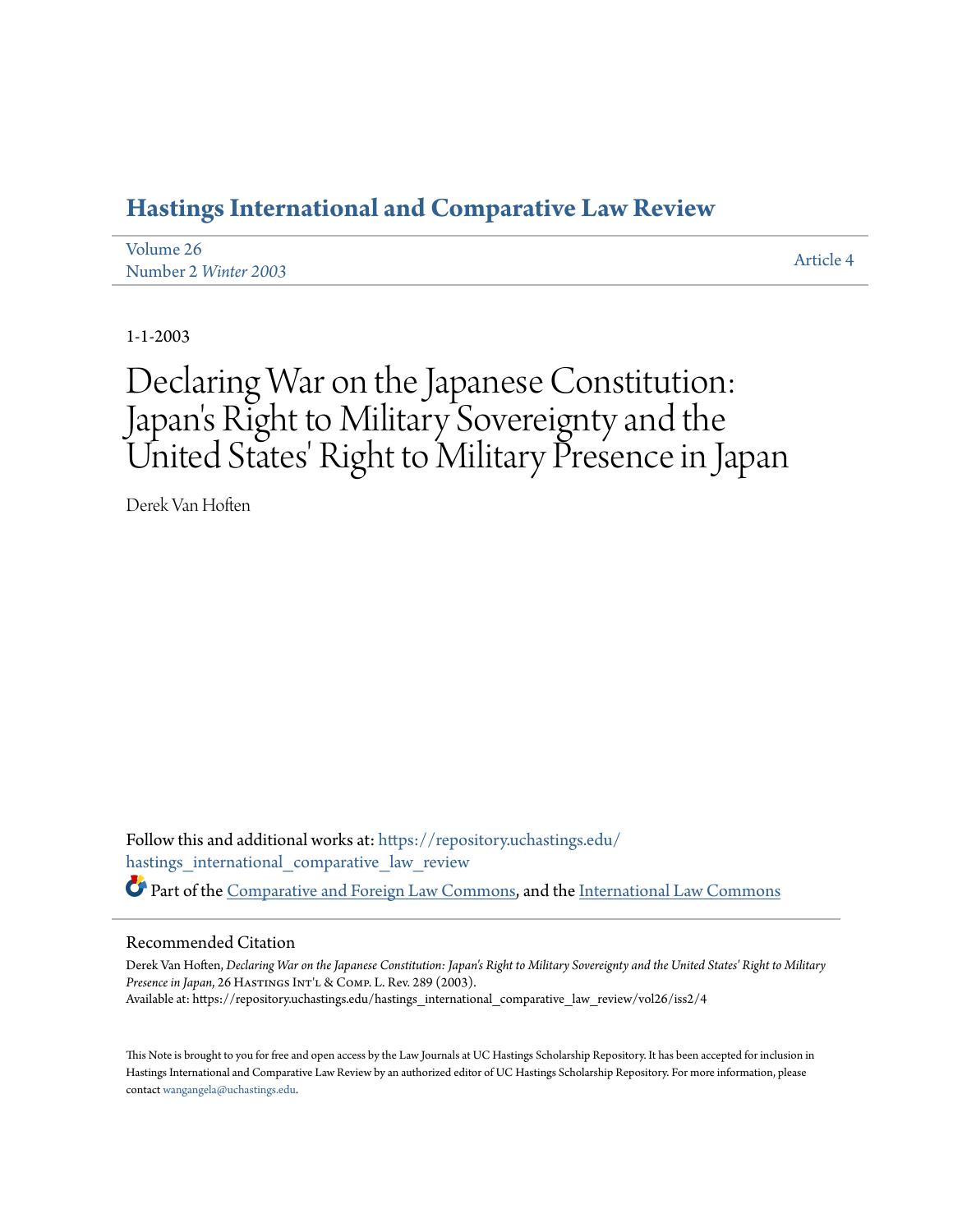# Hastings International and Comparative Law Review

Volume 26
Number 2 *Winter 2003*

Article 4

1-1-2003

# Declaring War on the Japanese Constitution: Japan's Right to Military Sovereignty and the United States' Right to Military Presence in Japan

Derek Van Hoften

Follow this and additional works at: https://repository.uchastings.edu/hastings_international_comparative_law_review

Part of the Comparative and Foreign Law Commons, and the International Law Commons

## Recommended Citation

Derek Van Hoften, *Declaring War on the Japanese Constitution: Japan's Right to Military Sovereignty and the United States' Right to Military Presence in Japan*, 26 Hastings Int'l & Comp. L. Rev. 289 (2003).
Available at: https://repository.uchastings.edu/hastings_international_comparative_law_review/vol26/iss2/4

This Note is brought to you for free and open access by the Law Journals at UC Hastings Scholarship Repository. It has been accepted for inclusion in Hastings International and Comparative Law Review by an authorized editor of UC Hastings Scholarship Repository. For more information, please contact wangangela@uchastings.edu.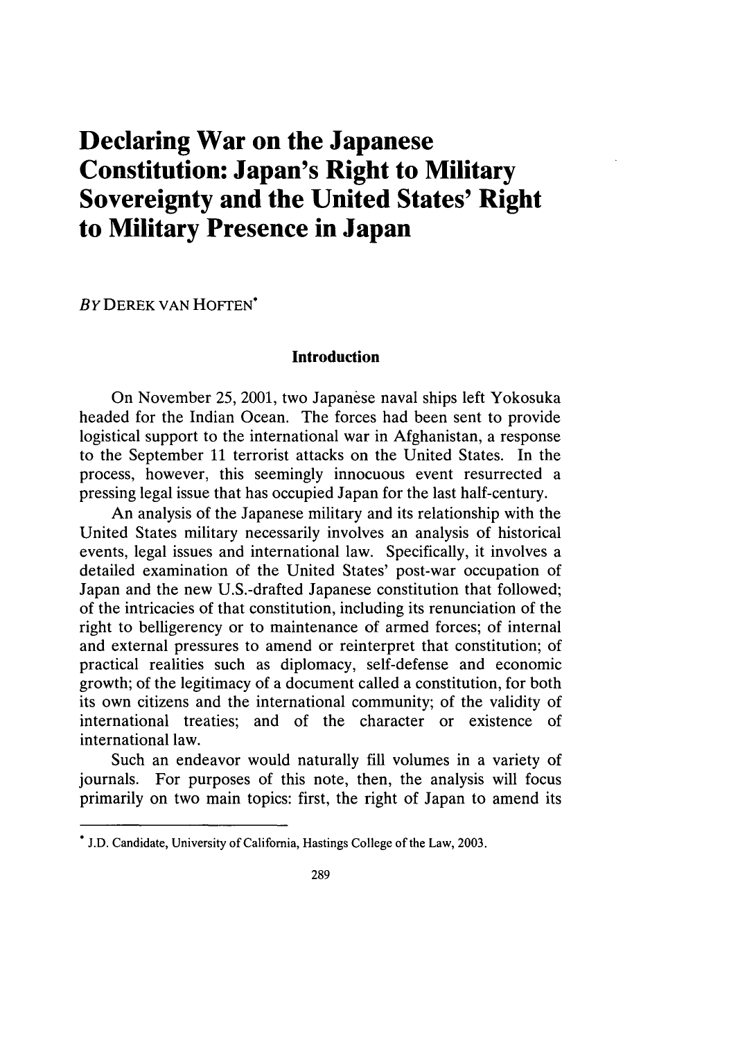# Declaring War on the Japanese Constitution: Japan's Right to Military Sovereignty and the United States' Right to Military Presence in Japan

*By* DEREK VAN HOFTEN*

## Introduction

On November 25, 2001, two Japanese naval ships left Yokosuka headed for the Indian Ocean. The forces had been sent to provide logistical support to the international war in Afghanistan, a response to the September 11 terrorist attacks on the United States. In the process, however, this seemingly innocuous event resurrected a pressing legal issue that has occupied Japan for the last half-century.

An analysis of the Japanese military and its relationship with the United States military necessarily involves an analysis of historical events, legal issues and international law. Specifically, it involves a detailed examination of the United States' post-war occupation of Japan and the new U.S.-drafted Japanese constitution that followed; of the intricacies of that constitution, including its renunciation of the right to belligerency or to maintenance of armed forces; of internal and external pressures to amend or reinterpret that constitution; of practical realities such as diplomacy, self-defense and economic growth; of the legitimacy of a document called a constitution, for both its own citizens and the international community; of the validity of international treaties; and of the character or existence of international law.

Such an endeavor would naturally fill volumes in a variety of journals. For purposes of this note, then, the analysis will focus primarily on two main topics: first, the right of Japan to amend its

---

\* J.D. Candidate, University of California, Hastings College of the Law, 2003.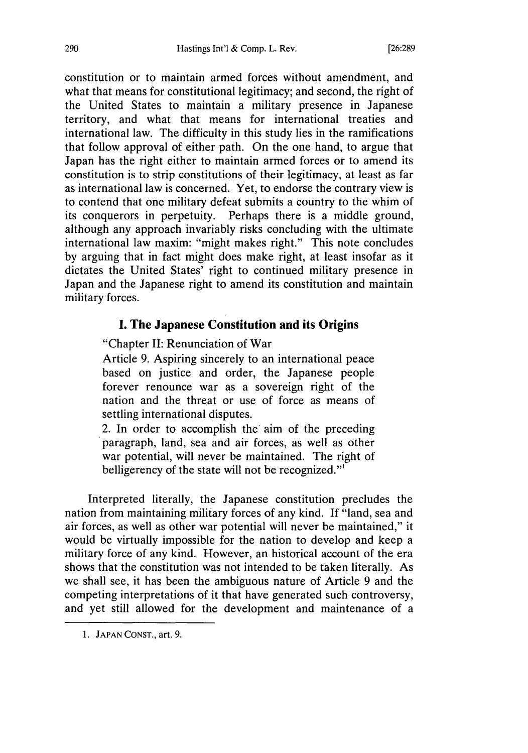constitution or to maintain armed forces without amendment, and what that means for constitutional legitimacy; and second, the right of the United States to maintain a military presence in Japanese territory, and what that means for international treaties and international law. The difficulty in this study lies in the ramifications that follow approval of either path. On the one hand, to argue that Japan has the right either to maintain armed forces or to amend its constitution is to strip constitutions of their legitimacy, at least as far as international law is concerned. Yet, to endorse the contrary view is to contend that one military defeat submits a country to the whim of its conquerors in perpetuity. Perhaps there is a middle ground, although any approach invariably risks concluding with the ultimate international law maxim: "might makes right." This note concludes by arguing that in fact might does make right, at least insofar as it dictates the United States' right to continued military presence in Japan and the Japanese right to amend its constitution and maintain military forces.

## I. The Japanese Constitution and its Origins

> "Chapter II: Renunciation of War
>
> Article 9. Aspiring sincerely to an international peace based on justice and order, the Japanese people forever renounce war as a sovereign right of the nation and the threat or use of force as means of settling international disputes.
>
> 2. In order to accomplish the aim of the preceding paragraph, land, sea and air forces, as well as other war potential, will never be maintained. The right of belligerency of the state will not be recognized."[1]

Interpreted literally, the Japanese constitution precludes the nation from maintaining military forces of any kind. If "land, sea and air forces, as well as other war potential will never be maintained," it would be virtually impossible for the nation to develop and keep a military force of any kind. However, an historical account of the era shows that the constitution was not intended to be taken literally. As we shall see, it has been the ambiguous nature of Article 9 and the competing interpretations of it that have generated such controversy, and yet still allowed for the development and maintenance of a

---

1. JAPAN CONST., art. 9.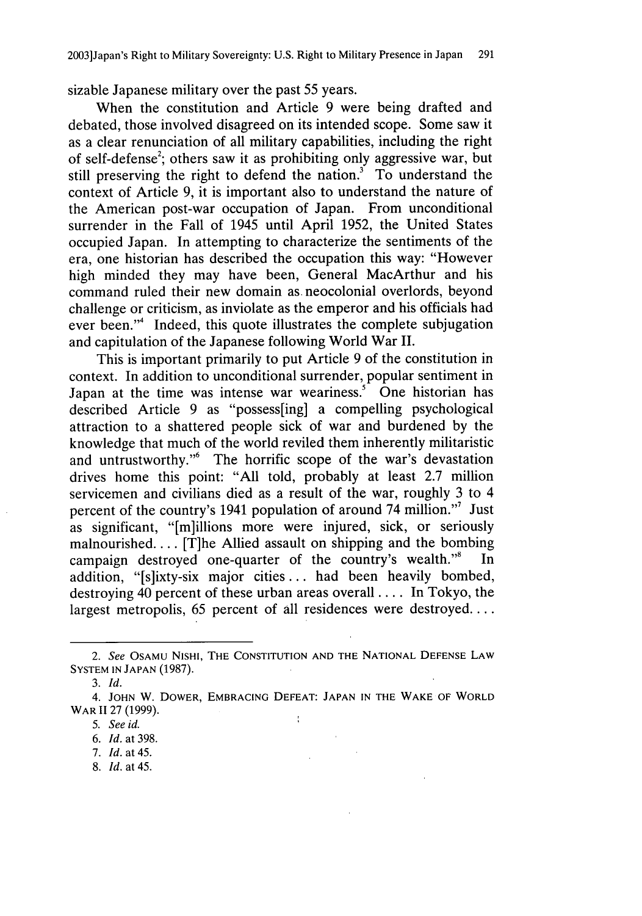sizable Japanese military over the past 55 years.

When the constitution and Article 9 were being drafted and debated, those involved disagreed on its intended scope. Some saw it as a clear renunciation of all military capabilities, including the right of self-defense[2]; others saw it as prohibiting only aggressive war, but still preserving the right to defend the nation.[3] To understand the context of Article 9, it is important also to understand the nature of the American post-war occupation of Japan. From unconditional surrender in the Fall of 1945 until April 1952, the United States occupied Japan. In attempting to characterize the sentiments of the era, one historian has described the occupation this way: "However high minded they may have been, General MacArthur and his command ruled their new domain as neocolonial overlords, beyond challenge or criticism, as inviolate as the emperor and his officials had ever been."[4] Indeed, this quote illustrates the complete subjugation and capitulation of the Japanese following World War II.

This is important primarily to put Article 9 of the constitution in context. In addition to unconditional surrender, popular sentiment in Japan at the time was intense war weariness.[5] One historian has described Article 9 as "possess[ing] a compelling psychological attraction to a shattered people sick of war and burdened by the knowledge that much of the world reviled them inherently militaristic and untrustworthy."[6] The horrific scope of the war's devastation drives home this point: "All told, probably at least 2.7 million servicemen and civilians died as a result of the war, roughly 3 to 4 percent of the country's 1941 population of around 74 million."[7] Just as significant, "[m]illions more were injured, sick, or seriously malnourished.... [T]he Allied assault on shipping and the bombing campaign destroyed one-quarter of the country's wealth."[8] In addition, "[s]ixty-six major cities... had been heavily bombed, destroying 40 percent of these urban areas overall.... In Tokyo, the largest metropolis, 65 percent of all residences were destroyed....

---

2. *See* OSAMU NISHI, THE CONSTITUTION AND THE NATIONAL DEFENSE LAW SYSTEM IN JAPAN (1987).

3. *Id.*

4. JOHN W. DOWER, EMBRACING DEFEAT: JAPAN IN THE WAKE OF WORLD WAR II 27 (1999).

5. *See id.*

6. *Id.* at 398.

7. *Id.* at 45.

8. *Id.* at 45.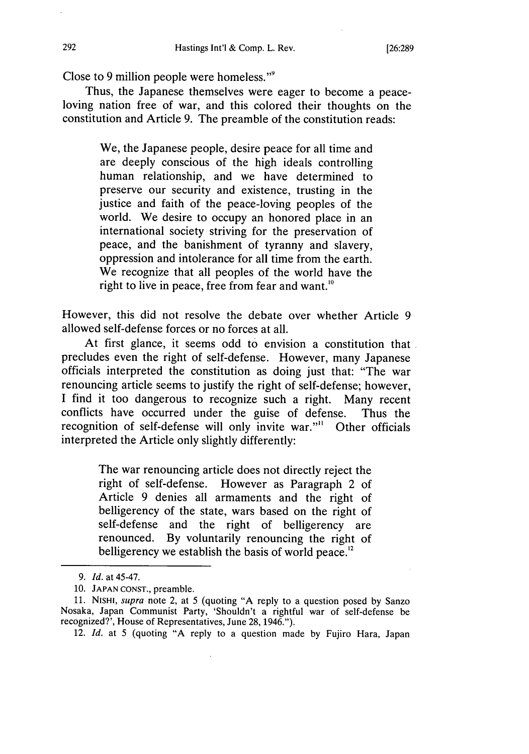Close to 9 million people were homeless."[9]

Thus, the Japanese themselves were eager to become a peace-loving nation free of war, and this colored their thoughts on the constitution and Article 9. The preamble of the constitution reads:

> We, the Japanese people, desire peace for all time and are deeply conscious of the high ideals controlling human relationship, and we have determined to preserve our security and existence, trusting in the justice and faith of the peace-loving peoples of the world. We desire to occupy an honored place in an international society striving for the preservation of peace, and the banishment of tyranny and slavery, oppression and intolerance for all time from the earth. We recognize that all peoples of the world have the right to live in peace, free from fear and want.[10]

However, this did not resolve the debate over whether Article 9 allowed self-defense forces or no forces at all.

At first glance, it seems odd to envision a constitution that precludes even the right of self-defense. However, many Japanese officials interpreted the constitution as doing just that: "The war renouncing article seems to justify the right of self-defense; however, I find it too dangerous to recognize such a right. Many recent conflicts have occurred under the guise of defense. Thus the recognition of self-defense will only invite war."[11] Other officials interpreted the Article only slightly differently:

> The war renouncing article does not directly reject the right of self-defense. However as Paragraph 2 of Article 9 denies all armaments and the right of belligerency of the state, wars based on the right of self-defense and the right of belligerency are renounced. By voluntarily renouncing the right of belligerency we establish the basis of world peace.[12]

---

9. *Id.* at 45-47.

10. JAPAN CONST., preamble.

11. NISHI, *supra* note 2, at 5 (quoting "A reply to a question posed by Sanzo Nosaka, Japan Communist Party, 'Shouldn't a rightful war of self-defense be recognized?', House of Representatives, June 28, 1946.").

12. *Id.* at 5 (quoting "A reply to a question made by Fujiro Hara, Japan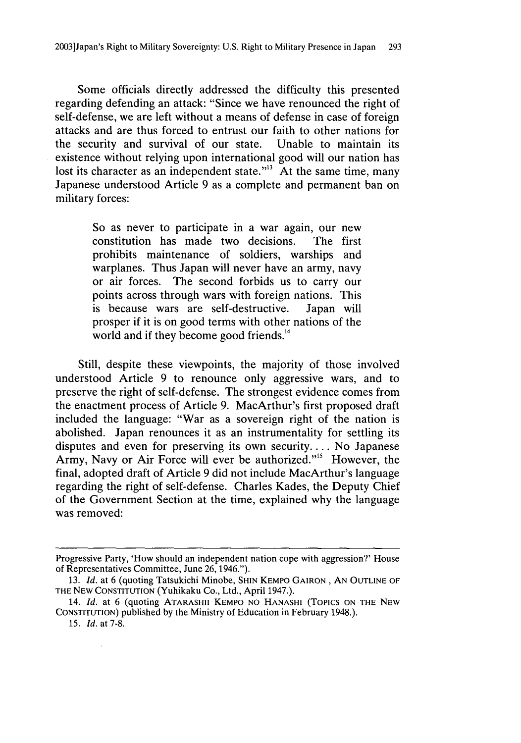Some officials directly addressed the difficulty this presented regarding defending an attack: "Since we have renounced the right of self-defense, we are left without a means of defense in case of foreign attacks and are thus forced to entrust our faith to other nations for the security and survival of our state. Unable to maintain its existence without relying upon international good will our nation has lost its character as an independent state."[13] At the same time, many Japanese understood Article 9 as a complete and permanent ban on military forces:

> So as never to participate in a war again, our new constitution has made two decisions. The first prohibits maintenance of soldiers, warships and warplanes. Thus Japan will never have an army, navy or air forces. The second forbids us to carry our points across through wars with foreign nations. This is because wars are self-destructive. Japan will prosper if it is on good terms with other nations of the world and if they become good friends.[14]

Still, despite these viewpoints, the majority of those involved understood Article 9 to renounce only aggressive wars, and to preserve the right of self-defense. The strongest evidence comes from the enactment process of Article 9. MacArthur's first proposed draft included the language: "War as a sovereign right of the nation is abolished. Japan renounces it as an instrumentality for settling its disputes and even for preserving its own security.... No Japanese Army, Navy or Air Force will ever be authorized."[15] However, the final, adopted draft of Article 9 did not include MacArthur's language regarding the right of self-defense. Charles Kades, the Deputy Chief of the Government Section at the time, explained why the language was removed:

---

Progressive Party, 'How should an independent nation cope with aggression?' House of Representatives Committee, June 26, 1946.").

13. *Id.* at 6 (quoting Tatsukichi Minobe, SHIN KEMPO GAIRON , AN OUTLINE OF THE NEW CONSTITUTION (Yuhikaku Co., Ltd., April 1947.).

14. *Id.* at 6 (quoting ATARASHII KEMPO NO HANASHI (TOPICS ON THE NEW CONSTITUTION) published by the Ministry of Education in February 1948.).

15. *Id.* at 7-8.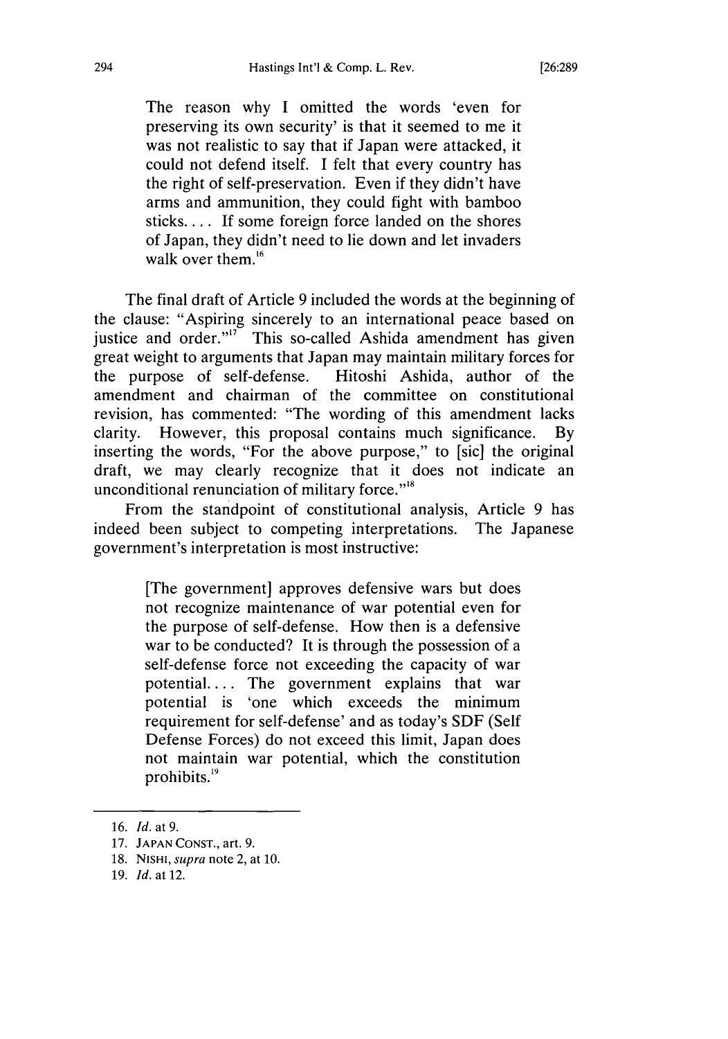> The reason why I omitted the words 'even for preserving its own security' is that it seemed to me it was not realistic to say that if Japan were attacked, it could not defend itself. I felt that every country has the right of self-preservation. Even if they didn't have arms and ammunition, they could fight with bamboo sticks.... If some foreign force landed on the shores of Japan, they didn't need to lie down and let invaders walk over them.[16]

The final draft of Article 9 included the words at the beginning of the clause: "Aspiring sincerely to an international peace based on justice and order."[17] This so-called Ashida amendment has given great weight to arguments that Japan may maintain military forces for the purpose of self-defense. Hitoshi Ashida, author of the amendment and chairman of the committee on constitutional revision, has commented: "The wording of this amendment lacks clarity. However, this proposal contains much significance. By inserting the words, "For the above purpose," to [sic] the original draft, we may clearly recognize that it does not indicate an unconditional renunciation of military force."[18]

From the standpoint of constitutional analysis, Article 9 has indeed been subject to competing interpretations. The Japanese government's interpretation is most instructive:

> [The government] approves defensive wars but does not recognize maintenance of war potential even for the purpose of self-defense. How then is a defensive war to be conducted? It is through the possession of a self-defense force not exceeding the capacity of war potential.... The government explains that war potential is 'one which exceeds the minimum requirement for self-defense' and as today's SDF (Self Defense Forces) do not exceed this limit, Japan does not maintain war potential, which the constitution prohibits.[19]

---

16. *Id.* at 9.
17. JAPAN CONST., art. 9.
18. NISHI, *supra* note 2, at 10.
19. *Id.* at 12.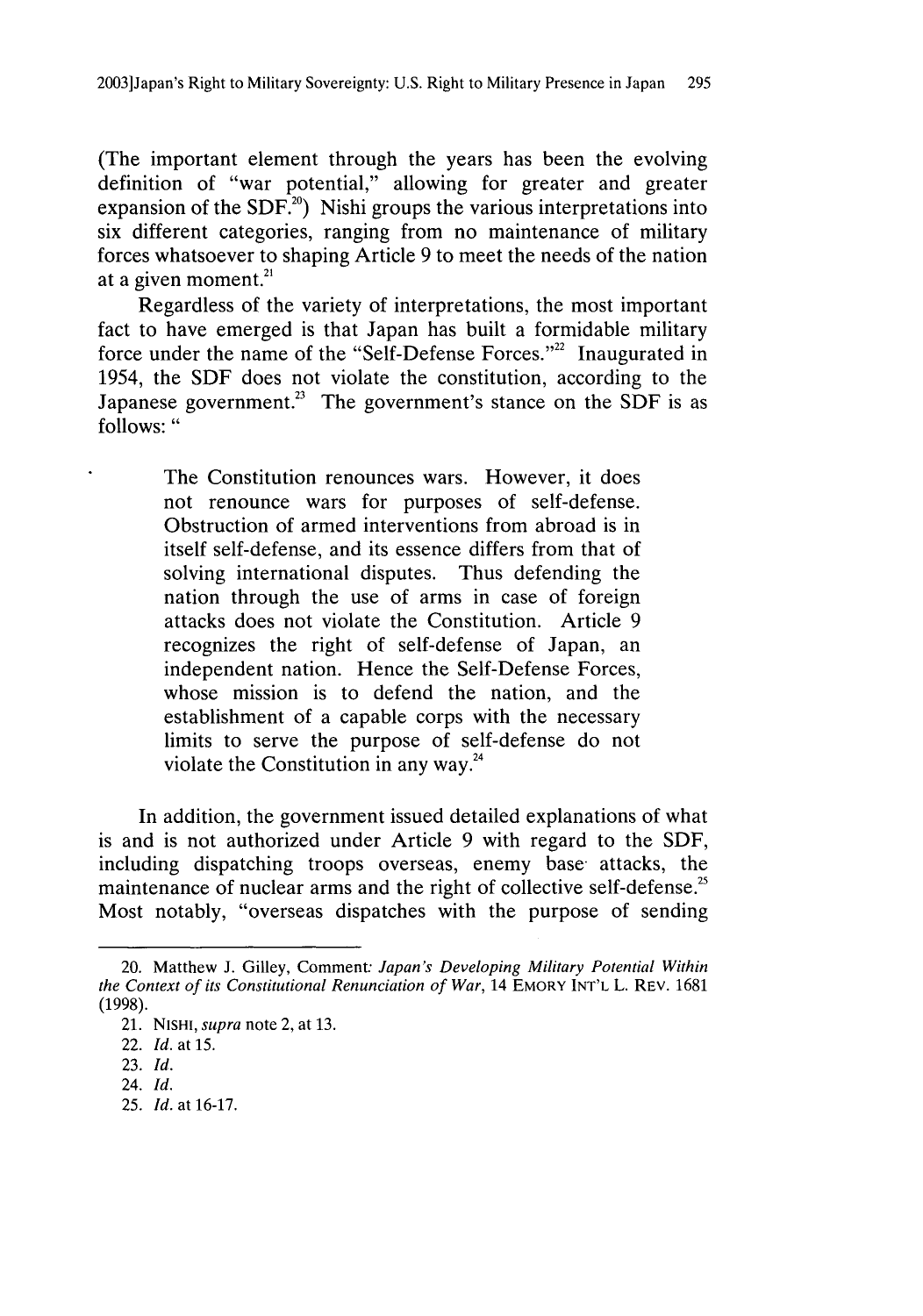(The important element through the years has been the evolving definition of "war potential," allowing for greater and greater expansion of the SDF.[20]) Nishi groups the various interpretations into six different categories, ranging from no maintenance of military forces whatsoever to shaping Article 9 to meet the needs of the nation at a given moment.[21]

Regardless of the variety of interpretations, the most important fact to have emerged is that Japan has built a formidable military force under the name of the "Self-Defense Forces."[22] Inaugurated in 1954, the SDF does not violate the constitution, according to the Japanese government.[23] The government's stance on the SDF is as follows: "

> The Constitution renounces wars. However, it does not renounce wars for purposes of self-defense. Obstruction of armed interventions from abroad is in itself self-defense, and its essence differs from that of solving international disputes. Thus defending the nation through the use of arms in case of foreign attacks does not violate the Constitution. Article 9 recognizes the right of self-defense of Japan, an independent nation. Hence the Self-Defense Forces, whose mission is to defend the nation, and the establishment of a capable corps with the necessary limits to serve the purpose of self-defense do not violate the Constitution in any way.[24]

In addition, the government issued detailed explanations of what is and is not authorized under Article 9 with regard to the SDF, including dispatching troops overseas, enemy base attacks, the maintenance of nuclear arms and the right of collective self-defense.[25] Most notably, "overseas dispatches with the purpose of sending

---

20. Matthew J. Gilley, Comment: *Japan's Developing Military Potential Within the Context of its Constitutional Renunciation of War*, 14 EMORY INT'L L. REV. 1681 (1998).

21. NISHI, *supra* note 2, at 13.

22. *Id.* at 15.

23. *Id.*

24. *Id.*

25. *Id.* at 16-17.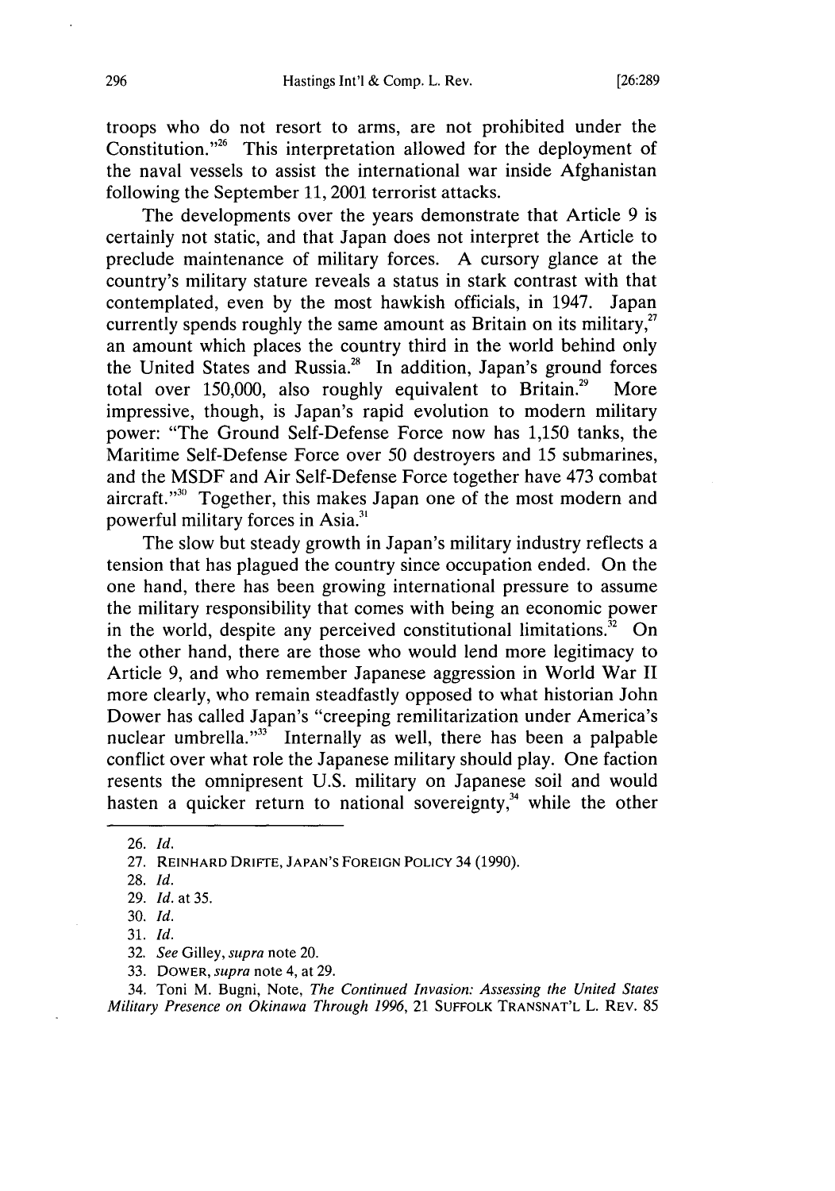troops who do not resort to arms, are not prohibited under the Constitution."[26] This interpretation allowed for the deployment of the naval vessels to assist the international war inside Afghanistan following the September 11, 2001 terrorist attacks.

The developments over the years demonstrate that Article 9 is certainly not static, and that Japan does not interpret the Article to preclude maintenance of military forces. A cursory glance at the country's military stature reveals a status in stark contrast with that contemplated, even by the most hawkish officials, in 1947. Japan currently spends roughly the same amount as Britain on its military,[27] an amount which places the country third in the world behind only the United States and Russia.[28] In addition, Japan's ground forces total over 150,000, also roughly equivalent to Britain.[29] More impressive, though, is Japan's rapid evolution to modern military power: "The Ground Self-Defense Force now has 1,150 tanks, the Maritime Self-Defense Force over 50 destroyers and 15 submarines, and the MSDF and Air Self-Defense Force together have 473 combat aircraft."[30] Together, this makes Japan one of the most modern and powerful military forces in Asia.[31]

The slow but steady growth in Japan's military industry reflects a tension that has plagued the country since occupation ended. On the one hand, there has been growing international pressure to assume the military responsibility that comes with being an economic power in the world, despite any perceived constitutional limitations.[32] On the other hand, there are those who would lend more legitimacy to Article 9, and who remember Japanese aggression in World War II more clearly, who remain steadfastly opposed to what historian John Dower has called Japan's "creeping remilitarization under America's nuclear umbrella."[33] Internally as well, there has been a palpable conflict over what role the Japanese military should play. One faction resents the omnipresent U.S. military on Japanese soil and would hasten a quicker return to national sovereignty,[34] while the other

---

26. *Id.*

27. REINHARD DRIFTE, JAPAN'S FOREIGN POLICY 34 (1990).

28. *Id.*

29. *Id.* at 35.

30. *Id.*

31. *Id.*

32. *See* Gilley, *supra* note 20.

33. DOWER, *supra* note 4, at 29.

34. Toni M. Bugni, Note, *The Continued Invasion: Assessing the United States Military Presence on Okinawa Through 1996*, 21 SUFFOLK TRANSNAT'L L. REV. 85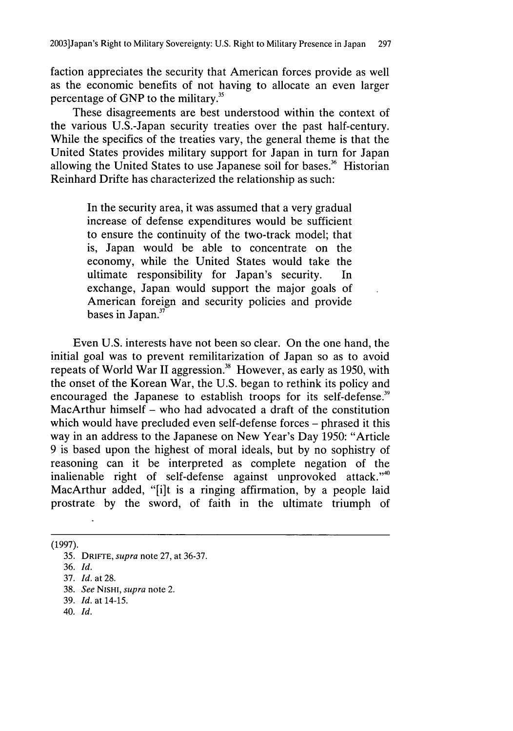faction appreciates the security that American forces provide as well as the economic benefits of not having to allocate an even larger percentage of GNP to the military.[35]

These disagreements are best understood within the context of the various U.S.-Japan security treaties over the past half-century. While the specifics of the treaties vary, the general theme is that the United States provides military support for Japan in turn for Japan allowing the United States to use Japanese soil for bases.[36] Historian Reinhard Drifte has characterized the relationship as such:

> In the security area, it was assumed that a very gradual increase of defense expenditures would be sufficient to ensure the continuity of the two-track model; that is, Japan would be able to concentrate on the economy, while the United States would take the ultimate responsibility for Japan's security. In exchange, Japan would support the major goals of American foreign and security policies and provide bases in Japan.[37]

Even U.S. interests have not been so clear. On the one hand, the initial goal was to prevent remilitarization of Japan so as to avoid repeats of World War II aggression.[38] However, as early as 1950, with the onset of the Korean War, the U.S. began to rethink its policy and encouraged the Japanese to establish troops for its self-defense.[39] MacArthur himself – who had advocated a draft of the constitution which would have precluded even self-defense forces – phrased it this way in an address to the Japanese on New Year's Day 1950: "Article 9 is based upon the highest of moral ideals, but by no sophistry of reasoning can it be interpreted as complete negation of the inalienable right of self-defense against unprovoked attack."[40] MacArthur added, "[i]t is a ringing affirmation, by a people laid prostrate by the sword, of faith in the ultimate triumph of

---

(1997).

35. DRIFTE, *supra* note 27, at 36-37.

36. *Id.*

37. *Id.* at 28.

38. *See* NISHI, *supra* note 2.

39. *Id.* at 14-15.

40. *Id.*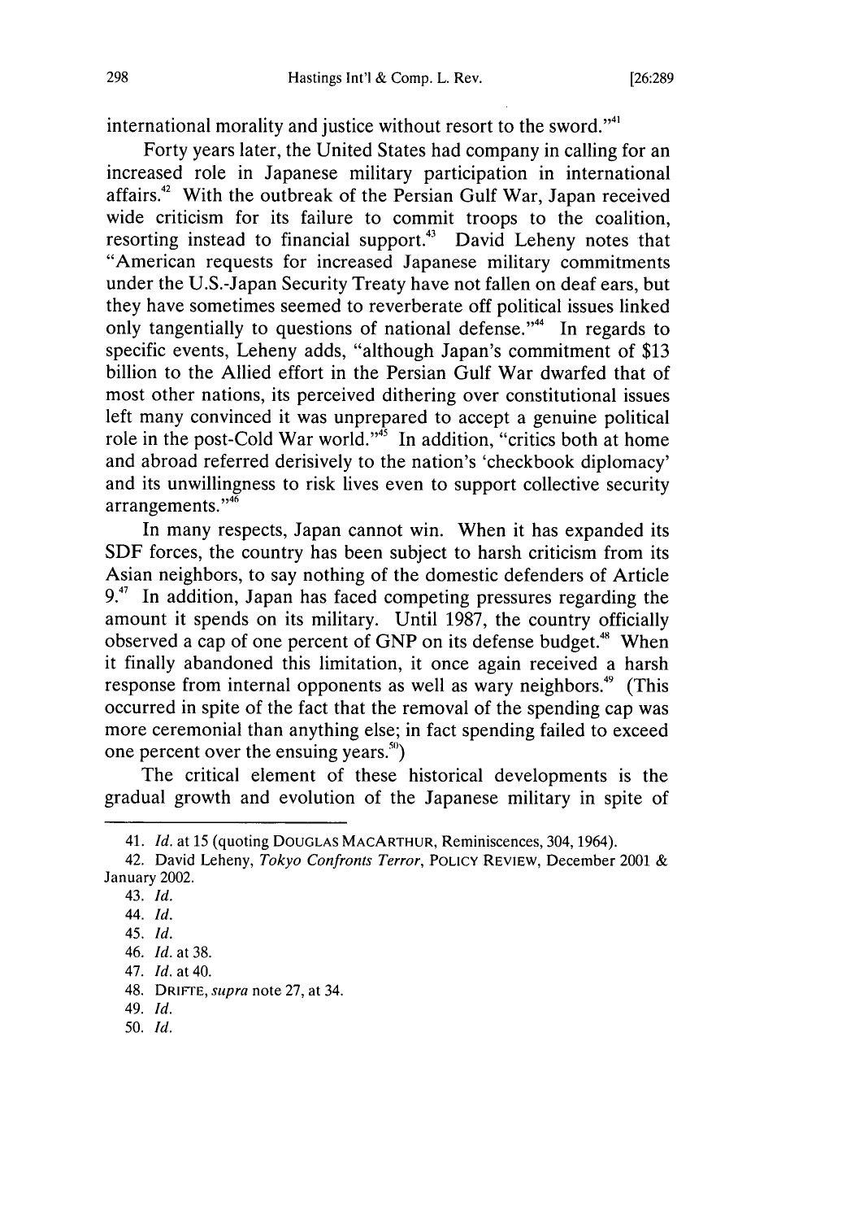international morality and justice without resort to the sword."[41]

Forty years later, the United States had company in calling for an increased role in Japanese military participation in international affairs.[42] With the outbreak of the Persian Gulf War, Japan received wide criticism for its failure to commit troops to the coalition, resorting instead to financial support.[43] David Leheny notes that "American requests for increased Japanese military commitments under the U.S.-Japan Security Treaty have not fallen on deaf ears, but they have sometimes seemed to reverberate off political issues linked only tangentially to questions of national defense."[44] In regards to specific events, Leheny adds, "although Japan's commitment of $13 billion to the Allied effort in the Persian Gulf War dwarfed that of most other nations, its perceived dithering over constitutional issues left many convinced it was unprepared to accept a genuine political role in the post-Cold War world."[45] In addition, "critics both at home and abroad referred derisively to the nation's 'checkbook diplomacy' and its unwillingness to risk lives even to support collective security arrangements."[46]

In many respects, Japan cannot win. When it has expanded its SDF forces, the country has been subject to harsh criticism from its Asian neighbors, to say nothing of the domestic defenders of Article 9.[47] In addition, Japan has faced competing pressures regarding the amount it spends on its military. Until 1987, the country officially observed a cap of one percent of GNP on its defense budget.[48] When it finally abandoned this limitation, it once again received a harsh response from internal opponents as well as wary neighbors.[49] (This occurred in spite of the fact that the removal of the spending cap was more ceremonial than anything else; in fact spending failed to exceed one percent over the ensuing years.[50])

The critical element of these historical developments is the gradual growth and evolution of the Japanese military in spite of

---

41. *Id.* at 15 (quoting DOUGLAS MACARTHUR, Reminiscences, 304, 1964).

42. David Leheny, *Tokyo Confronts Terror*, POLICY REVIEW, December 2001 & January 2002.

43. *Id.*

44. *Id.*

45. *Id.*

46. *Id.* at 38.

47. *Id.* at 40.

48. DRIFTE, *supra* note 27, at 34.

49. *Id.*

50. *Id.*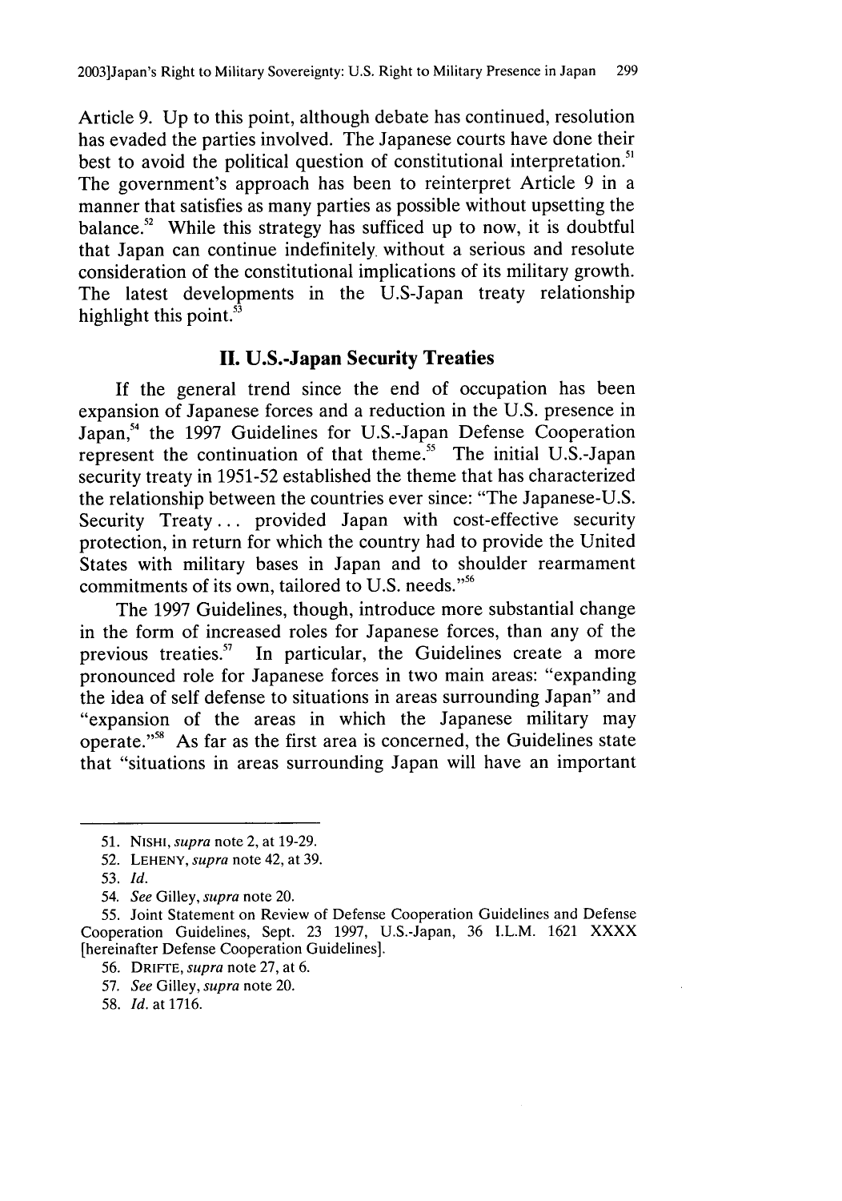Article 9. Up to this point, although debate has continued, resolution has evaded the parties involved. The Japanese courts have done their best to avoid the political question of constitutional interpretation.[51] The government's approach has been to reinterpret Article 9 in a manner that satisfies as many parties as possible without upsetting the balance.[52] While this strategy has sufficed up to now, it is doubtful that Japan can continue indefinitely without a serious and resolute consideration of the constitutional implications of its military growth. The latest developments in the U.S-Japan treaty relationship highlight this point.[53]

## II. U.S.-Japan Security Treaties

If the general trend since the end of occupation has been expansion of Japanese forces and a reduction in the U.S. presence in Japan,[54] the 1997 Guidelines for U.S.-Japan Defense Cooperation represent the continuation of that theme.[55] The initial U.S.-Japan security treaty in 1951-52 established the theme that has characterized the relationship between the countries ever since: "The Japanese-U.S. Security Treaty... provided Japan with cost-effective security protection, in return for which the country had to provide the United States with military bases in Japan and to shoulder rearmament commitments of its own, tailored to U.S. needs."[56]

The 1997 Guidelines, though, introduce more substantial change in the form of increased roles for Japanese forces, than any of the previous treaties.[57] In particular, the Guidelines create a more pronounced role for Japanese forces in two main areas: "expanding the idea of self defense to situations in areas surrounding Japan" and "expansion of the areas in which the Japanese military may operate."[58] As far as the first area is concerned, the Guidelines state that "situations in areas surrounding Japan will have an important

---

51. NISHI, *supra* note 2, at 19-29.

52. LEHENY, *supra* note 42, at 39.

53. *Id.*

54. *See* Gilley, *supra* note 20.

55. Joint Statement on Review of Defense Cooperation Guidelines and Defense Cooperation Guidelines, Sept. 23 1997, U.S.-Japan, 36 I.L.M. 1621 XXXX [hereinafter Defense Cooperation Guidelines].

56. DRIFTE, *supra* note 27, at 6.

57. *See* Gilley, *supra* note 20.

58. *Id.* at 1716.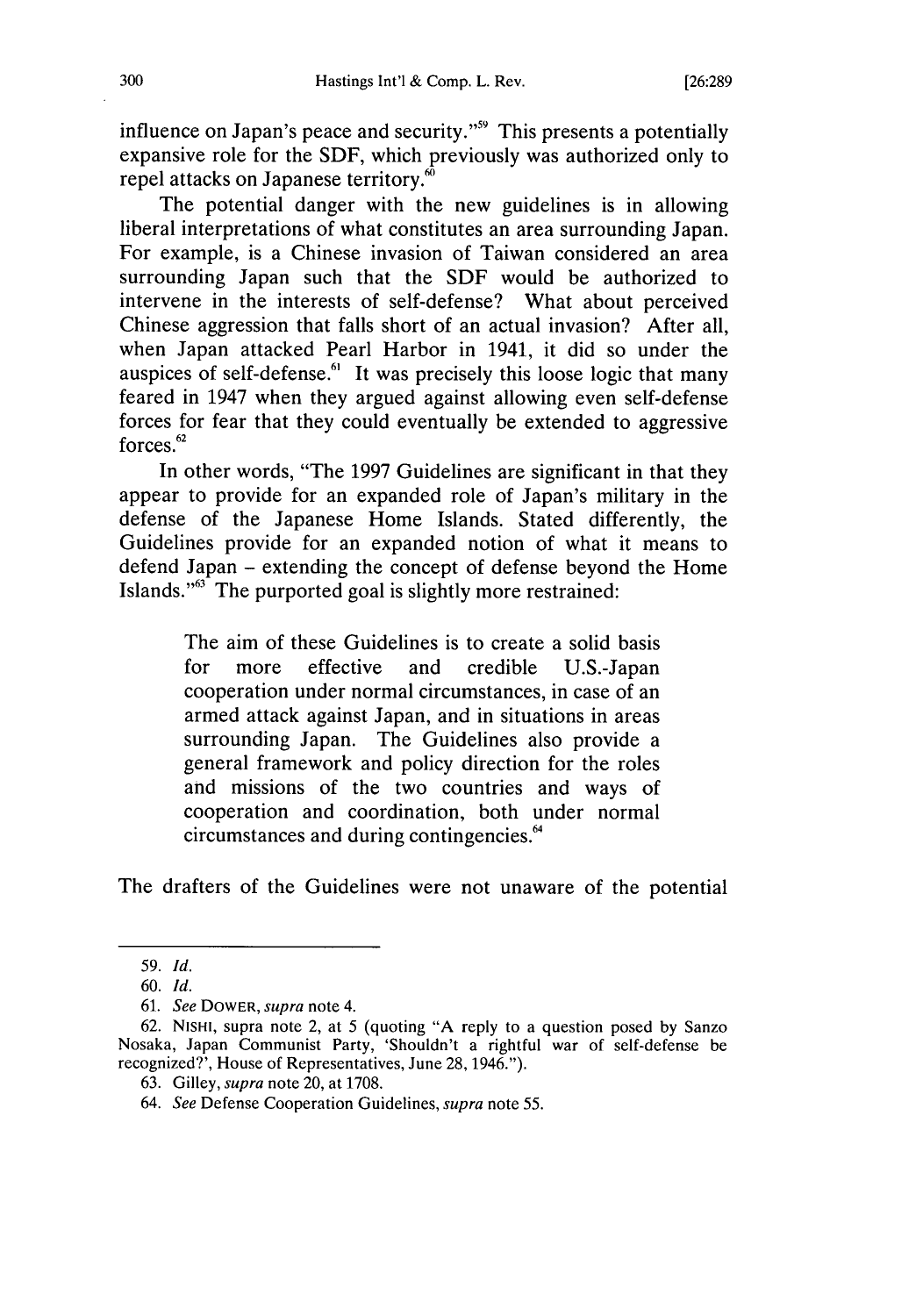influence on Japan's peace and security."[59] This presents a potentially expansive role for the SDF, which previously was authorized only to repel attacks on Japanese territory.[60]

The potential danger with the new guidelines is in allowing liberal interpretations of what constitutes an area surrounding Japan. For example, is a Chinese invasion of Taiwan considered an area surrounding Japan such that the SDF would be authorized to intervene in the interests of self-defense? What about perceived Chinese aggression that falls short of an actual invasion? After all, when Japan attacked Pearl Harbor in 1941, it did so under the auspices of self-defense.[61] It was precisely this loose logic that many feared in 1947 when they argued against allowing even self-defense forces for fear that they could eventually be extended to aggressive forces.[62]

In other words, "The 1997 Guidelines are significant in that they appear to provide for an expanded role of Japan's military in the defense of the Japanese Home Islands. Stated differently, the Guidelines provide for an expanded notion of what it means to defend Japan – extending the concept of defense beyond the Home Islands."[63] The purported goal is slightly more restrained:

> The aim of these Guidelines is to create a solid basis for more effective and credible U.S.-Japan cooperation under normal circumstances, in case of an armed attack against Japan, and in situations in areas surrounding Japan. The Guidelines also provide a general framework and policy direction for the roles and missions of the two countries and ways of cooperation and coordination, both under normal circumstances and during contingencies.[64]

The drafters of the Guidelines were not unaware of the potential

---

59. *Id.*

60. *Id.*

61. *See* DOWER, *supra* note 4.

62. NISHI, supra note 2, at 5 (quoting "A reply to a question posed by Sanzo Nosaka, Japan Communist Party, 'Shouldn't a rightful war of self-defense be recognized?', House of Representatives, June 28, 1946.").

63. Gilley, *supra* note 20, at 1708.

64. *See* Defense Cooperation Guidelines, *supra* note 55.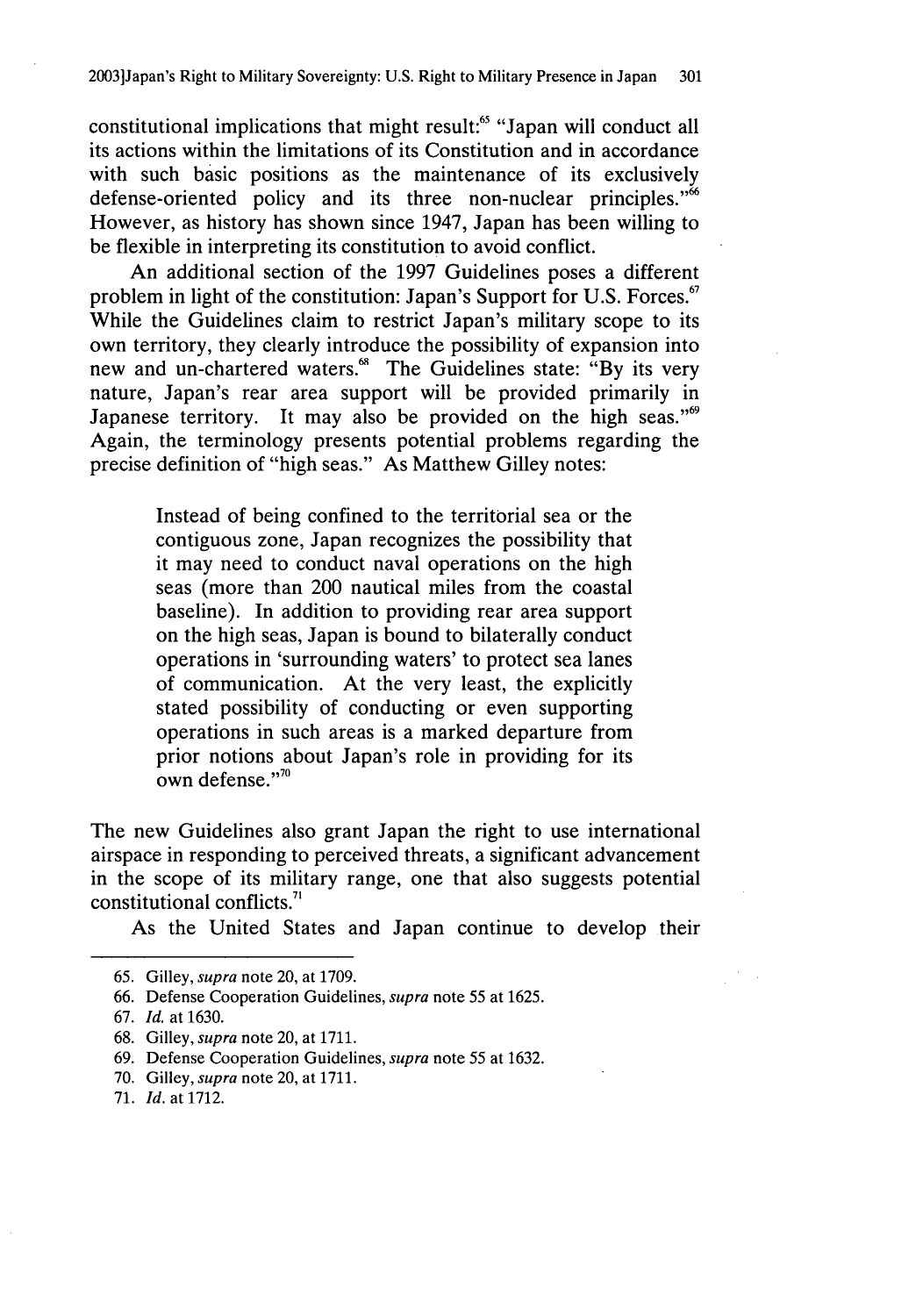constitutional implications that might result:[65] "Japan will conduct all its actions within the limitations of its Constitution and in accordance with such basic positions as the maintenance of its exclusively defense-oriented policy and its three non-nuclear principles."[66] However, as history has shown since 1947, Japan has been willing to be flexible in interpreting its constitution to avoid conflict.

An additional section of the 1997 Guidelines poses a different problem in light of the constitution: Japan's Support for U.S. Forces.[67] While the Guidelines claim to restrict Japan's military scope to its own territory, they clearly introduce the possibility of expansion into new and un-chartered waters.[68] The Guidelines state: "By its very nature, Japan's rear area support will be provided primarily in Japanese territory. It may also be provided on the high seas."[69] Again, the terminology presents potential problems regarding the precise definition of "high seas." As Matthew Gilley notes:

> Instead of being confined to the territorial sea or the contiguous zone, Japan recognizes the possibility that it may need to conduct naval operations on the high seas (more than 200 nautical miles from the coastal baseline). In addition to providing rear area support on the high seas, Japan is bound to bilaterally conduct operations in 'surrounding waters' to protect sea lanes of communication. At the very least, the explicitly stated possibility of conducting or even supporting operations in such areas is a marked departure from prior notions about Japan's role in providing for its own defense."[70]

The new Guidelines also grant Japan the right to use international airspace in responding to perceived threats, a significant advancement in the scope of its military range, one that also suggests potential constitutional conflicts.[71]

As the United States and Japan continue to develop their

---

65. Gilley, *supra* note 20, at 1709.
66. Defense Cooperation Guidelines, *supra* note 55 at 1625.
67. *Id.* at 1630.
68. Gilley, *supra* note 20, at 1711.
69. Defense Cooperation Guidelines, *supra* note 55 at 1632.
70. Gilley, *supra* note 20, at 1711.
71. *Id.* at 1712.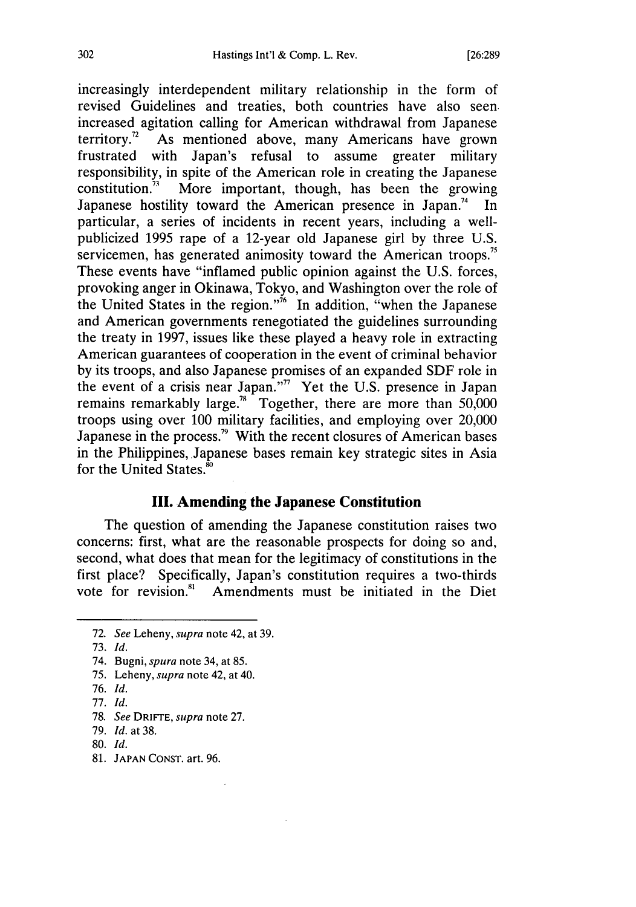increasingly interdependent military relationship in the form of revised Guidelines and treaties, both countries have also seen increased agitation calling for American withdrawal from Japanese territory.[72] As mentioned above, many Americans have grown frustrated with Japan's refusal to assume greater military responsibility, in spite of the American role in creating the Japanese constitution.[73] More important, though, has been the growing Japanese hostility toward the American presence in Japan.[74] In particular, a series of incidents in recent years, including a well-publicized 1995 rape of a 12-year old Japanese girl by three U.S. servicemen, has generated animosity toward the American troops.[75] These events have "inflamed public opinion against the U.S. forces, provoking anger in Okinawa, Tokyo, and Washington over the role of the United States in the region."[76] In addition, "when the Japanese and American governments renegotiated the guidelines surrounding the treaty in 1997, issues like these played a heavy role in extracting American guarantees of cooperation in the event of criminal behavior by its troops, and also Japanese promises of an expanded SDF role in the event of a crisis near Japan."[77] Yet the U.S. presence in Japan remains remarkably large.[78] Together, there are more than 50,000 troops using over 100 military facilities, and employing over 20,000 Japanese in the process.[79] With the recent closures of American bases in the Philippines, Japanese bases remain key strategic sites in Asia for the United States.[80]

## III. Amending the Japanese Constitution

The question of amending the Japanese constitution raises two concerns: first, what are the reasonable prospects for doing so and, second, what does that mean for the legitimacy of constitutions in the first place? Specifically, Japan's constitution requires a two-thirds vote for revision.[81] Amendments must be initiated in the Diet

---

72. *See* Leheny, *supra* note 42, at 39.

73. *Id.*

74. Bugni, *spura* note 34, at 85.

75. Leheny, *supra* note 42, at 40.

76. *Id.*

77. *Id.*

78. *See* DRIFTE, *supra* note 27.

79. *Id.* at 38.

80. *Id.*

81. JAPAN CONST. art. 96.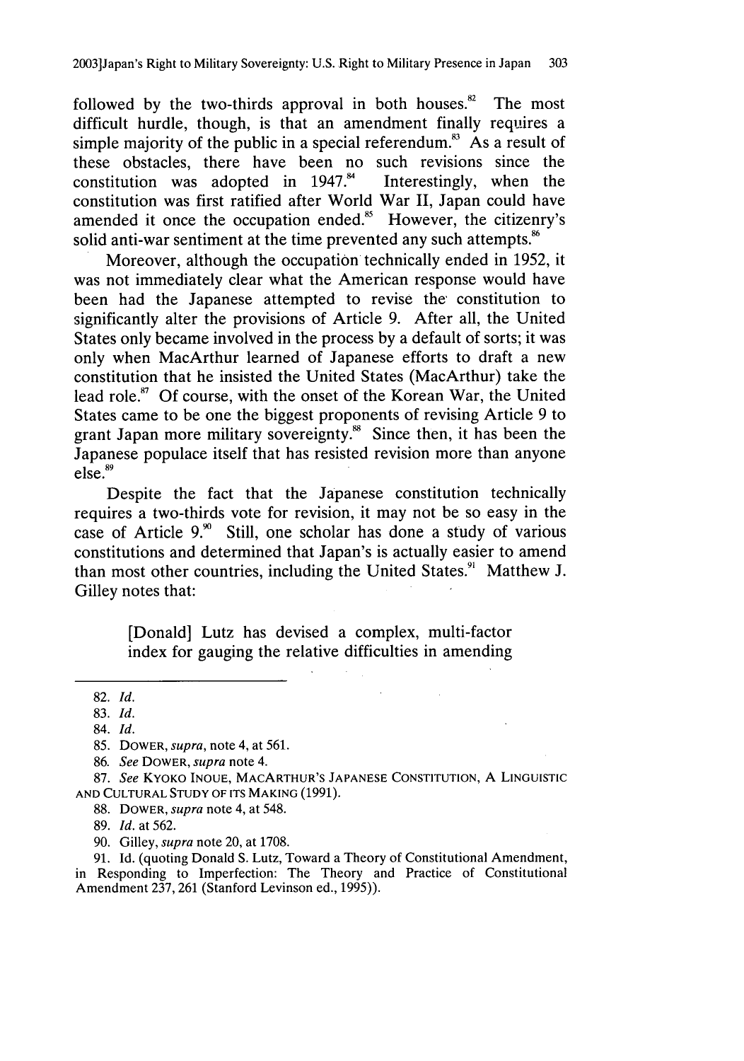followed by the two-thirds approval in both houses.[82] The most difficult hurdle, though, is that an amendment finally requires a simple majority of the public in a special referendum.[83] As a result of these obstacles, there have been no such revisions since the constitution was adopted in 1947.[84] Interestingly, when the constitution was first ratified after World War II, Japan could have amended it once the occupation ended.[85] However, the citizenry's solid anti-war sentiment at the time prevented any such attempts.[86]

Moreover, although the occupation technically ended in 1952, it was not immediately clear what the American response would have been had the Japanese attempted to revise the constitution to significantly alter the provisions of Article 9. After all, the United States only became involved in the process by a default of sorts; it was only when MacArthur learned of Japanese efforts to draft a new constitution that he insisted the United States (MacArthur) take the lead role.[87] Of course, with the onset of the Korean War, the United States came to be one the biggest proponents of revising Article 9 to grant Japan more military sovereignty.[88] Since then, it has been the Japanese populace itself that has resisted revision more than anyone else.[89]

Despite the fact that the Japanese constitution technically requires a two-thirds vote for revision, it may not be so easy in the case of Article 9.[90] Still, one scholar has done a study of various constitutions and determined that Japan's is actually easier to amend than most other countries, including the United States.[91] Matthew J. Gilley notes that:

> [Donald] Lutz has devised a complex, multi-factor index for gauging the relative difficulties in amending

---

82. *Id.*

83. *Id.*

84. *Id.*

85. DOWER, *supra*, note 4, at 561.

86. *See* DOWER, *supra* note 4.

87. *See* KYOKO INOUE, MACARTHUR'S JAPANESE CONSTITUTION, A LINGUISTIC AND CULTURAL STUDY OF ITS MAKING (1991).

88. DOWER, *supra* note 4, at 548.

89. *Id.* at 562.

90. Gilley, *supra* note 20, at 1708.

91. Id. (quoting Donald S. Lutz, Toward a Theory of Constitutional Amendment, in Responding to Imperfection: The Theory and Practice of Constitutional Amendment 237, 261 (Stanford Levinson ed., 1995)).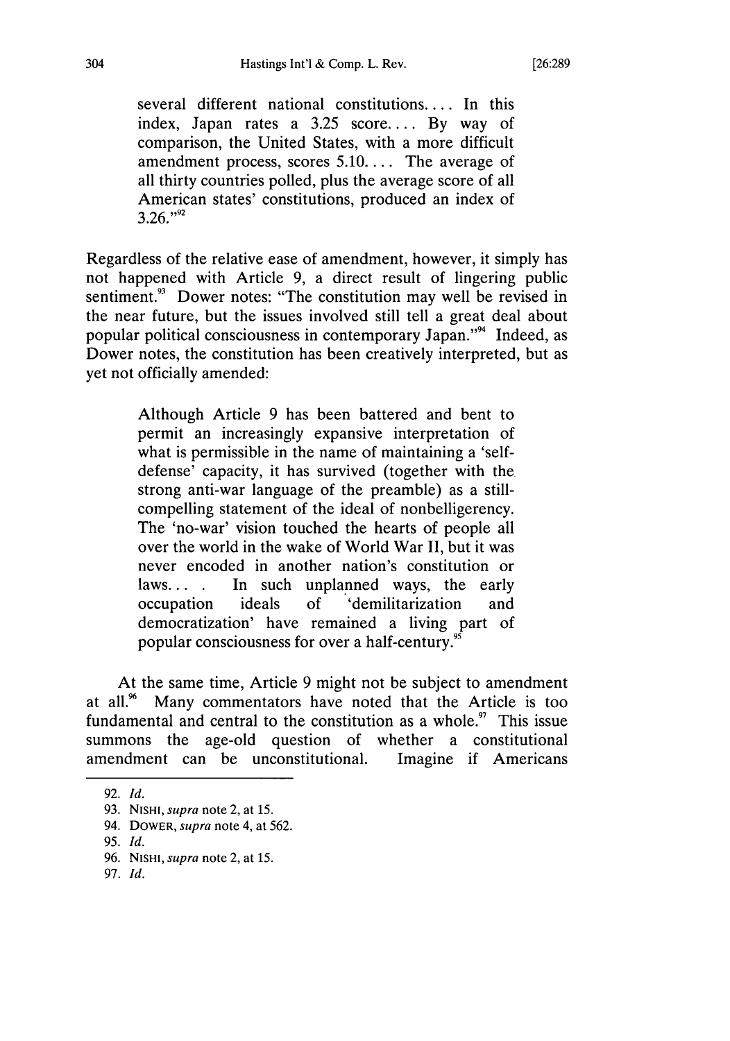> several different national constitutions.... In this index, Japan rates a 3.25 score.... By way of comparison, the United States, with a more difficult amendment process, scores 5.10.... The average of all thirty countries polled, plus the average score of all American states' constitutions, produced an index of 3.26."[92]

Regardless of the relative ease of amendment, however, it simply has not happened with Article 9, a direct result of lingering public sentiment.[93] Dower notes: "The constitution may well be revised in the near future, but the issues involved still tell a great deal about popular political consciousness in contemporary Japan."[94] Indeed, as Dower notes, the constitution has been creatively interpreted, but as yet not officially amended:

> Although Article 9 has been battered and bent to permit an increasingly expansive interpretation of what is permissible in the name of maintaining a 'self-defense' capacity, it has survived (together with the strong anti-war language of the preamble) as a still-compelling statement of the ideal of nonbelligerency. The 'no-war' vision touched the hearts of people all over the world in the wake of World War II, but it was never encoded in another nation's constitution or laws... . In such unplanned ways, the early occupation ideals of 'demilitarization and democratization' have remained a living part of popular consciousness for over a half-century.[95]

At the same time, Article 9 might not be subject to amendment at all.[96] Many commentators have noted that the Article is too fundamental and central to the constitution as a whole.[97] This issue summons the age-old question of whether a constitutional amendment can be unconstitutional. Imagine if Americans

---

92. *Id.*

93. NISHI, *supra* note 2, at 15.

94. DOWER, *supra* note 4, at 562.

95. *Id.*

96. NISHI, *supra* note 2, at 15.

97. *Id.*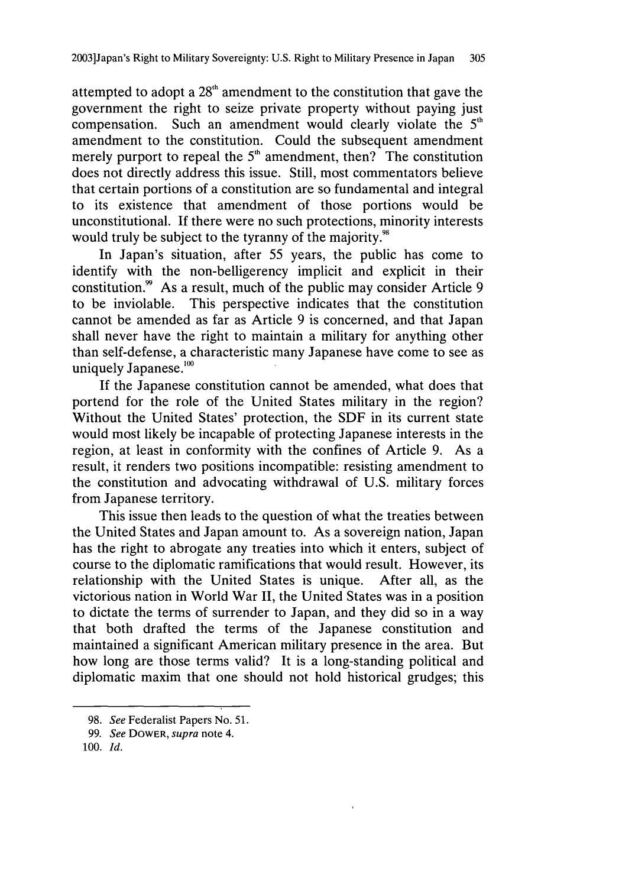attempted to adopt a 28th amendment to the constitution that gave the government the right to seize private property without paying just compensation. Such an amendment would clearly violate the 5th amendment to the constitution. Could the subsequent amendment merely purport to repeal the 5th amendment, then? The constitution does not directly address this issue. Still, most commentators believe that certain portions of a constitution are so fundamental and integral to its existence that amendment of those portions would be unconstitutional. If there were no such protections, minority interests would truly be subject to the tyranny of the majority.[98]

In Japan's situation, after 55 years, the public has come to identify with the non-belligerency implicit and explicit in their constitution.[99] As a result, much of the public may consider Article 9 to be inviolable. This perspective indicates that the constitution cannot be amended as far as Article 9 is concerned, and that Japan shall never have the right to maintain a military for anything other than self-defense, a characteristic many Japanese have come to see as uniquely Japanese.[100]

If the Japanese constitution cannot be amended, what does that portend for the role of the United States military in the region? Without the United States' protection, the SDF in its current state would most likely be incapable of protecting Japanese interests in the region, at least in conformity with the confines of Article 9. As a result, it renders two positions incompatible: resisting amendment to the constitution and advocating withdrawal of U.S. military forces from Japanese territory.

This issue then leads to the question of what the treaties between the United States and Japan amount to. As a sovereign nation, Japan has the right to abrogate any treaties into which it enters, subject of course to the diplomatic ramifications that would result. However, its relationship with the United States is unique. After all, as the victorious nation in World War II, the United States was in a position to dictate the terms of surrender to Japan, and they did so in a way that both drafted the terms of the Japanese constitution and maintained a significant American military presence in the area. But how long are those terms valid? It is a long-standing political and diplomatic maxim that one should not hold historical grudges; this

---

98. *See* Federalist Papers No. 51.

99. *See* DOWER, *supra* note 4.

100. *Id.*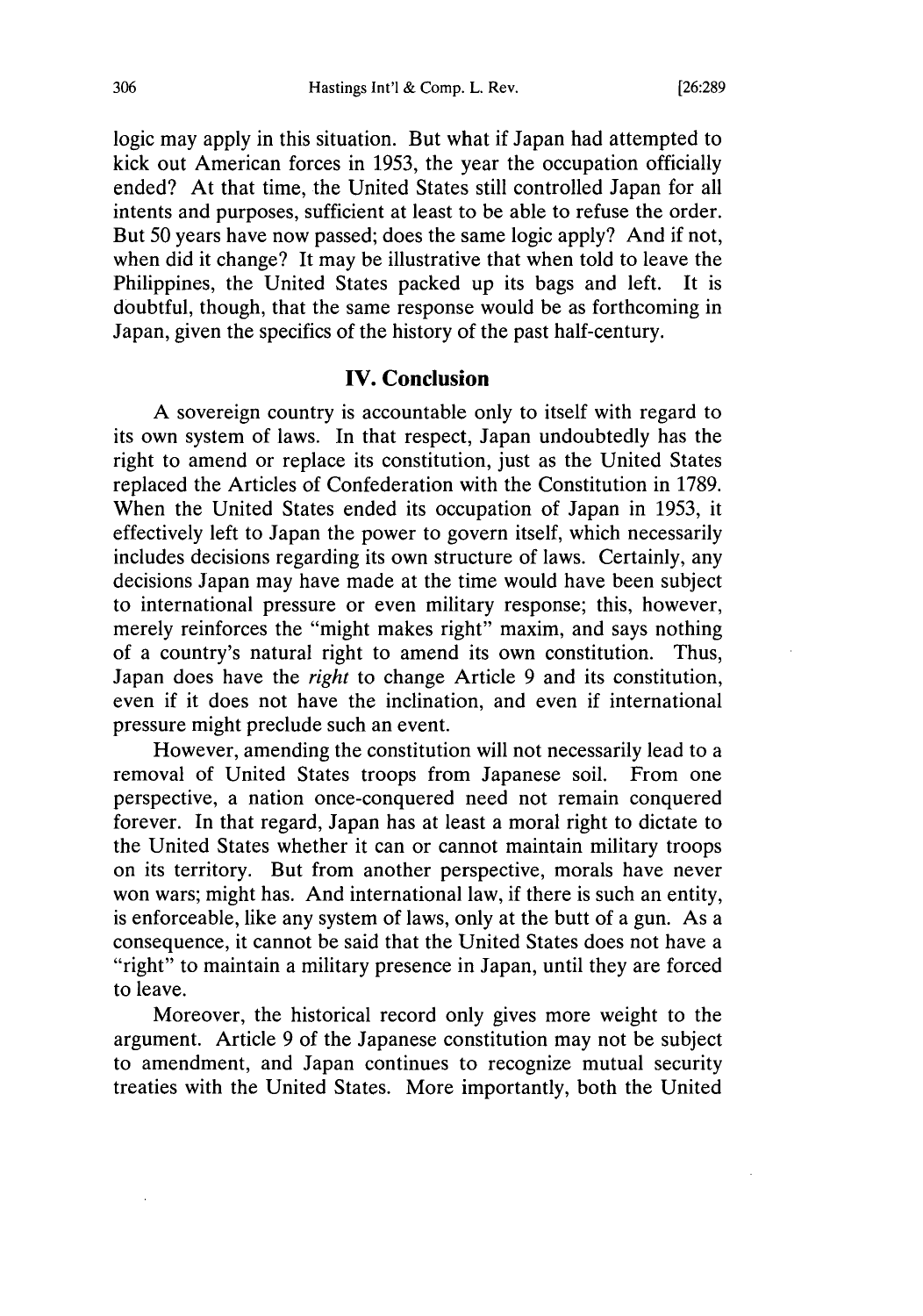logic may apply in this situation. But what if Japan had attempted to kick out American forces in 1953, the year the occupation officially ended? At that time, the United States still controlled Japan for all intents and purposes, sufficient at least to be able to refuse the order. But 50 years have now passed; does the same logic apply? And if not, when did it change? It may be illustrative that when told to leave the Philippines, the United States packed up its bags and left. It is doubtful, though, that the same response would be as forthcoming in Japan, given the specifics of the history of the past half-century.

## IV. Conclusion

A sovereign country is accountable only to itself with regard to its own system of laws. In that respect, Japan undoubtedly has the right to amend or replace its constitution, just as the United States replaced the Articles of Confederation with the Constitution in 1789. When the United States ended its occupation of Japan in 1953, it effectively left to Japan the power to govern itself, which necessarily includes decisions regarding its own structure of laws. Certainly, any decisions Japan may have made at the time would have been subject to international pressure or even military response; this, however, merely reinforces the "might makes right" maxim, and says nothing of a country's natural right to amend its own constitution. Thus, Japan does have the *right* to change Article 9 and its constitution, even if it does not have the inclination, and even if international pressure might preclude such an event.

However, amending the constitution will not necessarily lead to a removal of United States troops from Japanese soil. From one perspective, a nation once-conquered need not remain conquered forever. In that regard, Japan has at least a moral right to dictate to the United States whether it can or cannot maintain military troops on its territory. But from another perspective, morals have never won wars; might has. And international law, if there is such an entity, is enforceable, like any system of laws, only at the butt of a gun. As a consequence, it cannot be said that the United States does not have a "right" to maintain a military presence in Japan, until they are forced to leave.

Moreover, the historical record only gives more weight to the argument. Article 9 of the Japanese constitution may not be subject to amendment, and Japan continues to recognize mutual security treaties with the United States. More importantly, both the United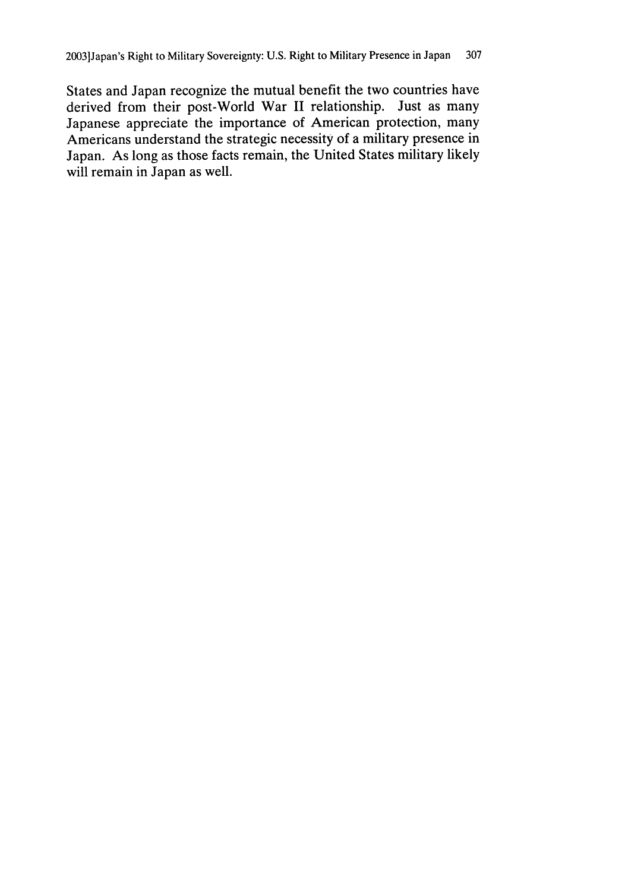States and Japan recognize the mutual benefit the two countries have derived from their post-World War II relationship. Just as many Japanese appreciate the importance of American protection, many Americans understand the strategic necessity of a military presence in Japan. As long as those facts remain, the United States military likely will remain in Japan as well.